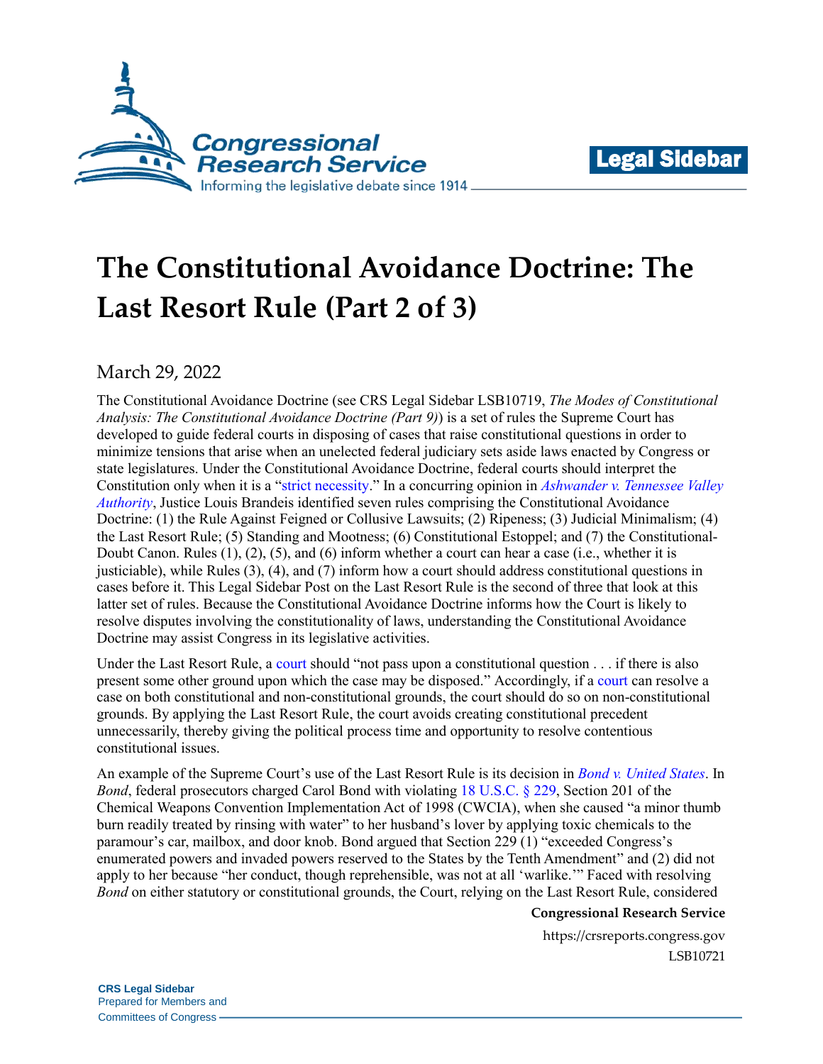# The Constitutional Avoidance Doctrine: The Last Resort Rule (Part 2 of 3)

March 29, 2022

The Constitutional Avoidance Doctrine (see CRS Legal Sidebar LSB10719, *The Modes of Constitutional Analysis: The Constitutional Avoidance Doctrine (Part 9)*) is a set of rules the Supreme Court has developed to guide federal courts in disposing of cases that raise constitutional questions in order to minimize tensions that arise when an unelected federal judiciary sets aside laws enacted by Congress or state legislatures. Under the Constitutional Avoidance Doctrine, federal courts should interpret the Constitution only when it is a "strict necessity." In a concurring opinion in *Ashwander v. Tennessee Valley Authority*, Justice Louis Brandeis identified seven rules comprising the Constitutional Avoidance Doctrine: (1) the Rule Against Feigned or Collusive Lawsuits; (2) Ripeness; (3) Judicial Minimalism; (4) the Last Resort Rule; (5) Standing and Mootness; (6) Constitutional Estoppel; and (7) the Constitutional-Doubt Canon. Rules (1), (2), (5), and (6) inform whether a court can hear a case (i.e., whether it is justiciable), while Rules (3), (4), and (7) inform how a court should address constitutional questions in cases before it. This Legal Sidebar Post on the Last Resort Rule is the second of three that look at this latter set of rules. Because the Constitutional Avoidance Doctrine informs how the Court is likely to resolve disputes involving the constitutionality of laws, understanding the Constitutional Avoidance Doctrine may assist Congress in its legislative activities.

Under the Last Resort Rule, a court should "not pass upon a constitutional question . . . if there is also present some other ground upon which the case may be disposed." Accordingly, if a court can resolve a case on both constitutional and non-constitutional grounds, the court should do so on non-constitutional grounds. By applying the Last Resort Rule, the court avoids creating constitutional precedent unnecessarily, thereby giving the political process time and opportunity to resolve contentious constitutional issues.

An example of the Supreme Court's use of the Last Resort Rule is its decision in *Bond v. United States*. In *Bond*, federal prosecutors charged Carol Bond with violating 18 U.S.C. § 229, Section 201 of the Chemical Weapons Convention Implementation Act of 1998 (CWCIA), when she caused "a minor thumb burn readily treated by rinsing with water" to her husband's lover by applying toxic chemicals to the paramour's car, mailbox, and door knob. Bond argued that Section 229 (1) "exceeded Congress's enumerated powers and invaded powers reserved to the States by the Tenth Amendment" and (2) did not apply to her because "her conduct, though reprehensible, was not at all 'warlike.'" Faced with resolving *Bond* on either statutory or constitutional grounds, the Court, relying on the Last Resort Rule, considered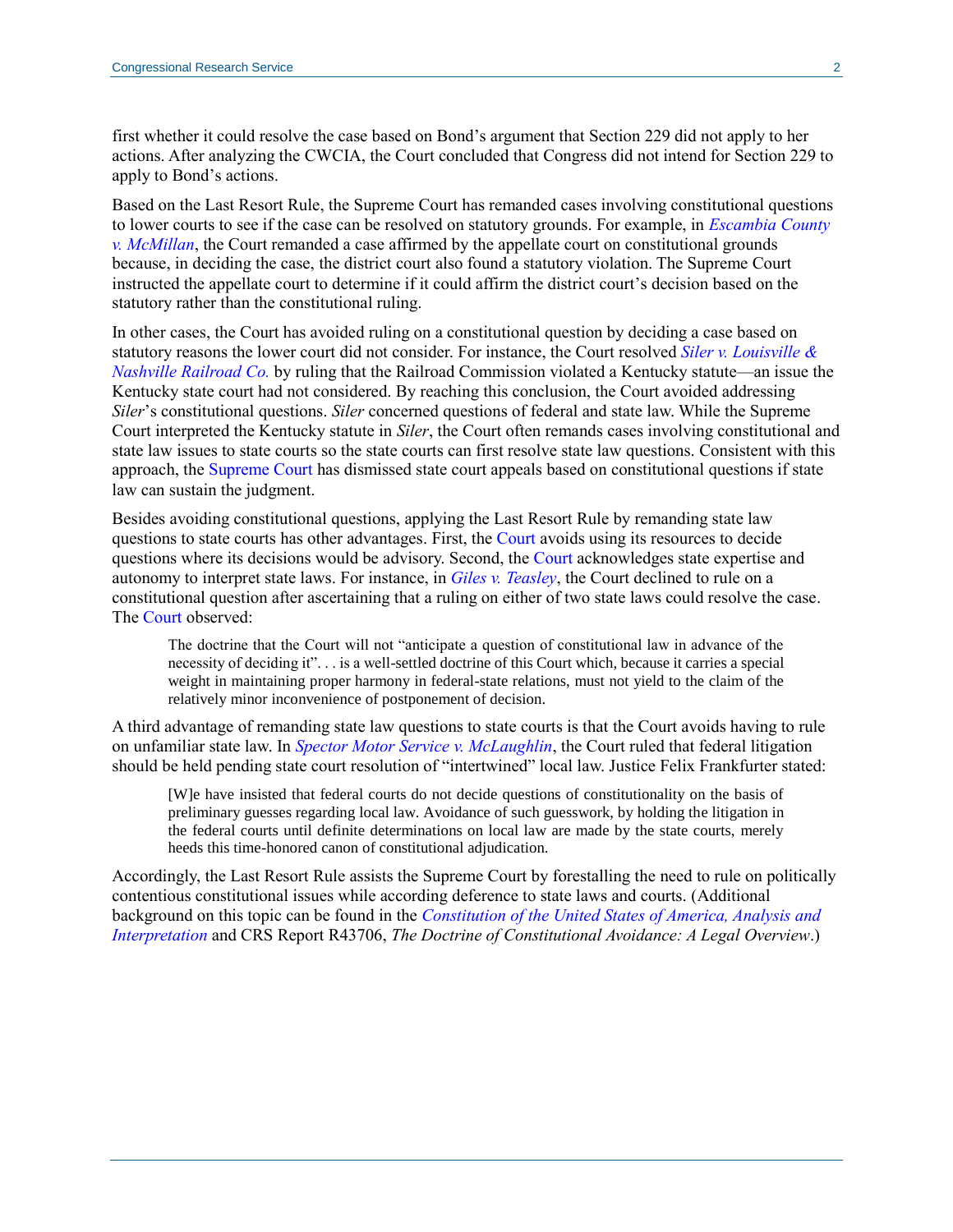first whether it could resolve the case based on Bond's argument that Section 229 did not apply to her actions. After analyzing the CWCIA, the Court concluded that Congress did not intend for Section 229 to apply to Bond's actions.

Based on the Last Resort Rule, the Supreme Court has remanded cases involving constitutional questions to lower courts to see if the case can be resolved on statutory grounds. For example, in *Escambia County v. McMillan*, the Court remanded a case affirmed by the appellate court on constitutional grounds because, in deciding the case, the district court also found a statutory violation. The Supreme Court instructed the appellate court to determine if it could affirm the district court's decision based on the statutory rather than the constitutional ruling.

In other cases, the Court has avoided ruling on a constitutional question by deciding a case based on statutory reasons the lower court did not consider. For instance, the Court resolved *Siler v. Louisville & Nashville Railroad Co.* by ruling that the Railroad Commission violated a Kentucky statute—an issue the Kentucky state court had not considered. By reaching this conclusion, the Court avoided addressing *Siler*'s constitutional questions. *Siler* concerned questions of federal and state law. While the Supreme Court interpreted the Kentucky statute in *Siler*, the Court often remands cases involving constitutional and state law issues to state courts so the state courts can first resolve state law questions. Consistent with this approach, the Supreme Court has dismissed state court appeals based on constitutional questions if state law can sustain the judgment.

Besides avoiding constitutional questions, applying the Last Resort Rule by remanding state law questions to state courts has other advantages. First, the Court avoids using its resources to decide questions where its decisions would be advisory. Second, the Court acknowledges state expertise and autonomy to interpret state laws. For instance, in *Giles v. Teasley*, the Court declined to rule on a constitutional question after ascertaining that a ruling on either of two state laws could resolve the case. The Court observed:

> The doctrine that the Court will not "anticipate a question of constitutional law in advance of the necessity of deciding it". . . is a well-settled doctrine of this Court which, because it carries a special weight in maintaining proper harmony in federal-state relations, must not yield to the claim of the relatively minor inconvenience of postponement of decision.

A third advantage of remanding state law questions to state courts is that the Court avoids having to rule on unfamiliar state law. In *Spector Motor Service v. McLaughlin*, the Court ruled that federal litigation should be held pending state court resolution of "intertwined" local law. Justice Felix Frankfurter stated:

> [W]e have insisted that federal courts do not decide questions of constitutionality on the basis of preliminary guesses regarding local law. Avoidance of such guesswork, by holding the litigation in the federal courts until definite determinations on local law are made by the state courts, merely heeds this time-honored canon of constitutional adjudication.

Accordingly, the Last Resort Rule assists the Supreme Court by forestalling the need to rule on politically contentious constitutional issues while according deference to state laws and courts. (Additional background on this topic can be found in the *Constitution of the United States of America, Analysis and Interpretation* and CRS Report R43706, *The Doctrine of Constitutional Avoidance: A Legal Overview*.)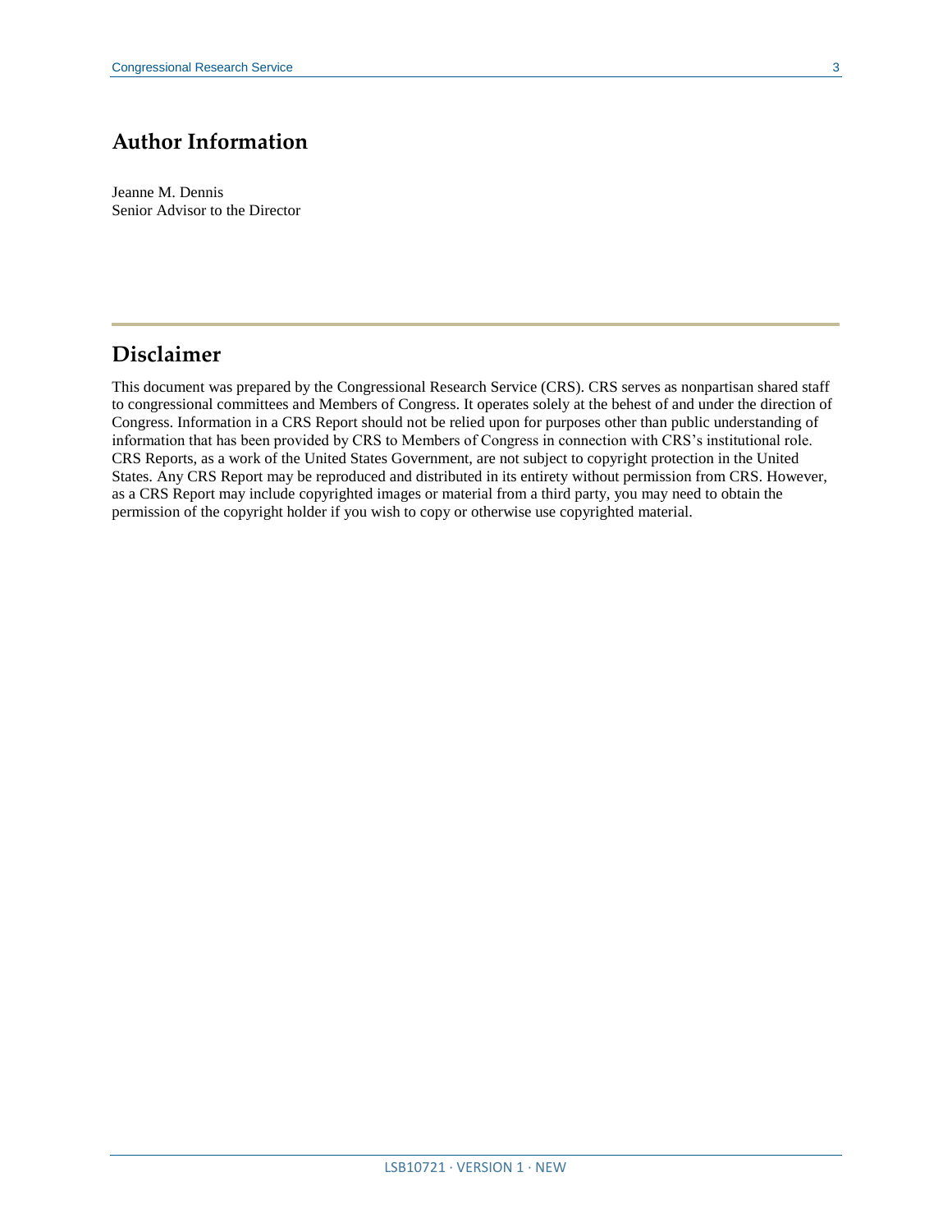## Author Information

Jeanne M. Dennis
Senior Advisor to the Director

## Disclaimer

This document was prepared by the Congressional Research Service (CRS). CRS serves as nonpartisan shared staff to congressional committees and Members of Congress. It operates solely at the behest of and under the direction of Congress. Information in a CRS Report should not be relied upon for purposes other than public understanding of information that has been provided by CRS to Members of Congress in connection with CRS's institutional role. CRS Reports, as a work of the United States Government, are not subject to copyright protection in the United States. Any CRS Report may be reproduced and distributed in its entirety without permission from CRS. However, as a CRS Report may include copyrighted images or material from a third party, you may need to obtain the permission of the copyright holder if you wish to copy or otherwise use copyrighted material.